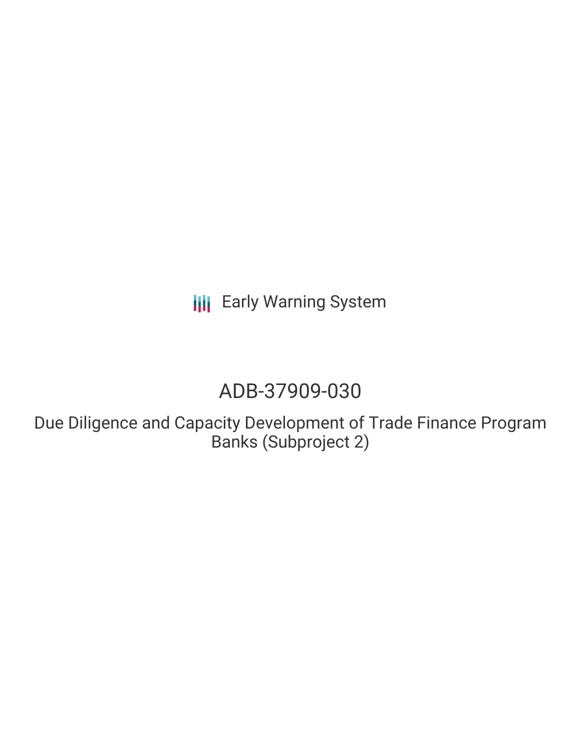Early Warning System

# ADB-37909-030

## Due Diligence and Capacity Development of Trade Finance Program Banks (Subproject 2)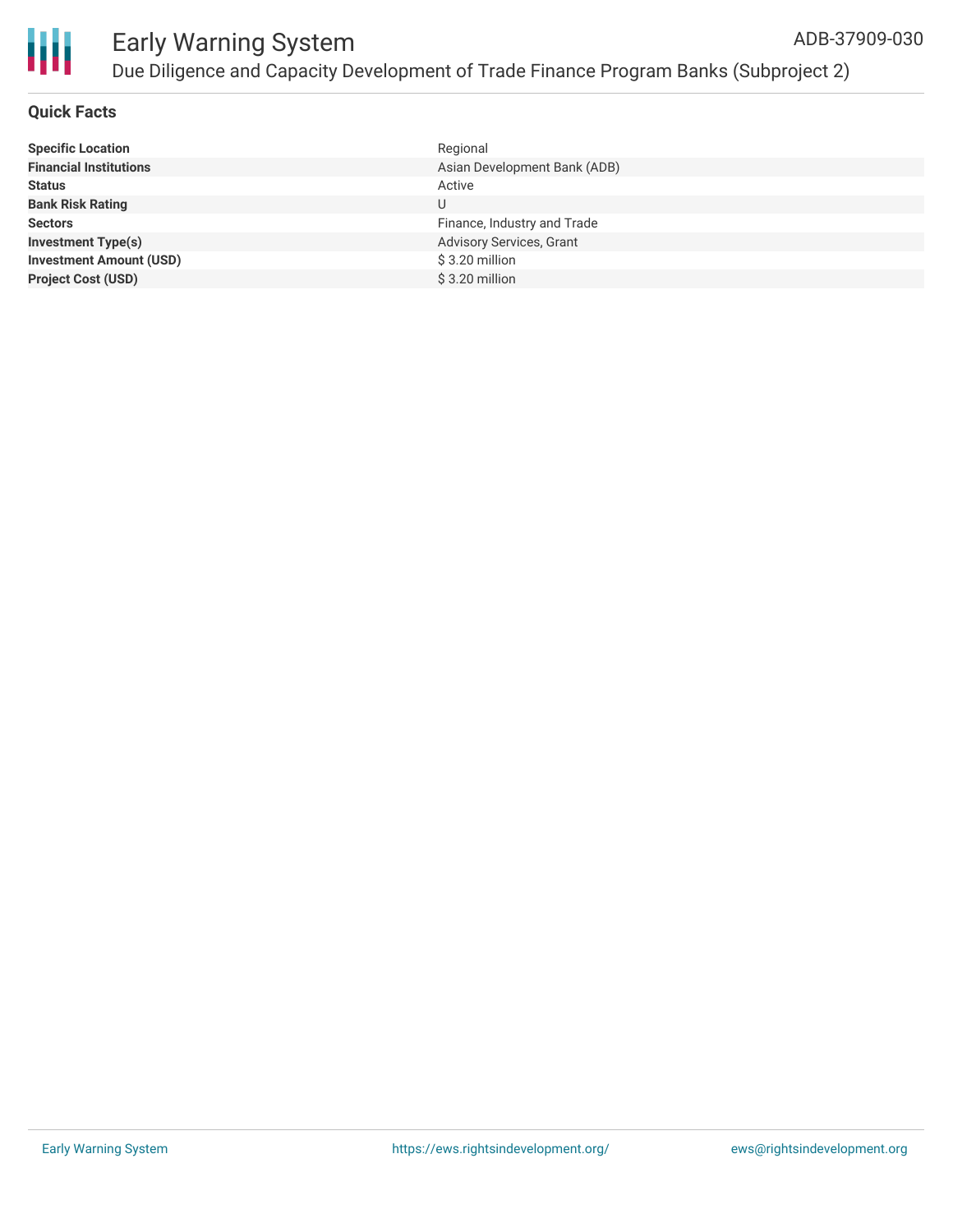## Quick Facts

| | |
|---|---|
| **Specific Location** | Regional |
| **Financial Institutions** | Asian Development Bank (ADB) |
| **Status** | Active |
| **Bank Risk Rating** | U |
| **Sectors** | Finance, Industry and Trade |
| **Investment Type(s)** | Advisory Services, Grant |
| **Investment Amount (USD)** | $ 3.20 million |
| **Project Cost (USD)** | $ 3.20 million |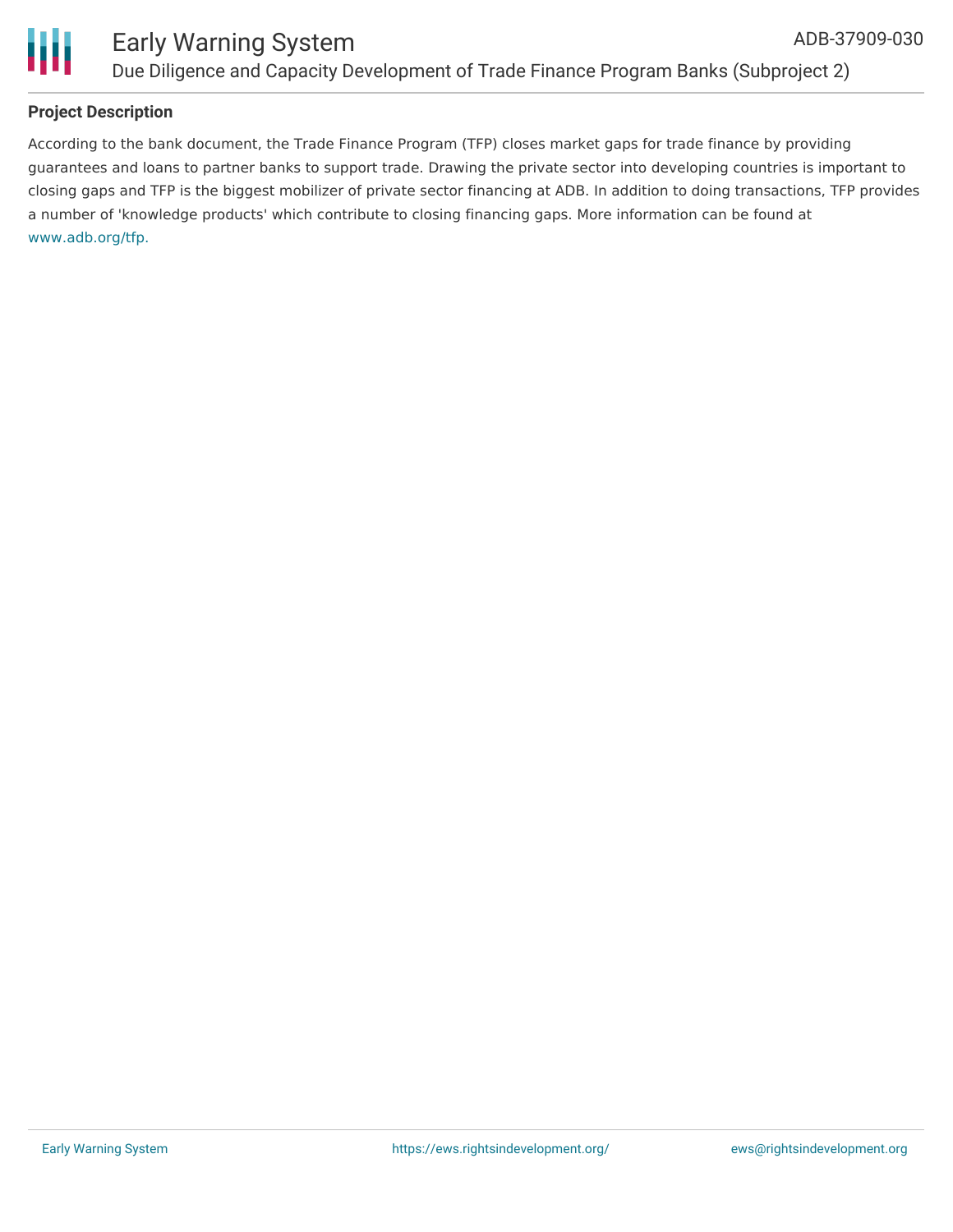## Project Description

According to the bank document, the Trade Finance Program (TFP) closes market gaps for trade finance by providing guarantees and loans to partner banks to support trade. Drawing the private sector into developing countries is important to closing gaps and TFP is the biggest mobilizer of private sector financing at ADB. In addition to doing transactions, TFP provides a number of 'knowledge products' which contribute to closing financing gaps. More information can be found at www.adb.org/tfp.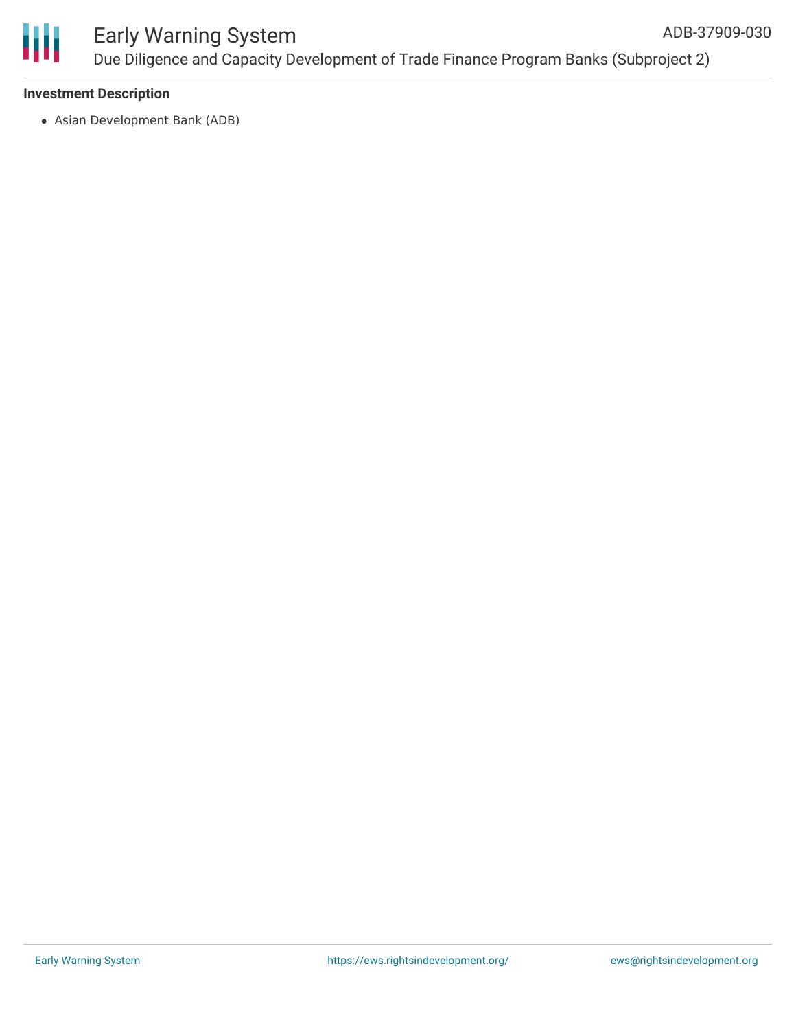### Investment Description

- Asian Development Bank (ADB)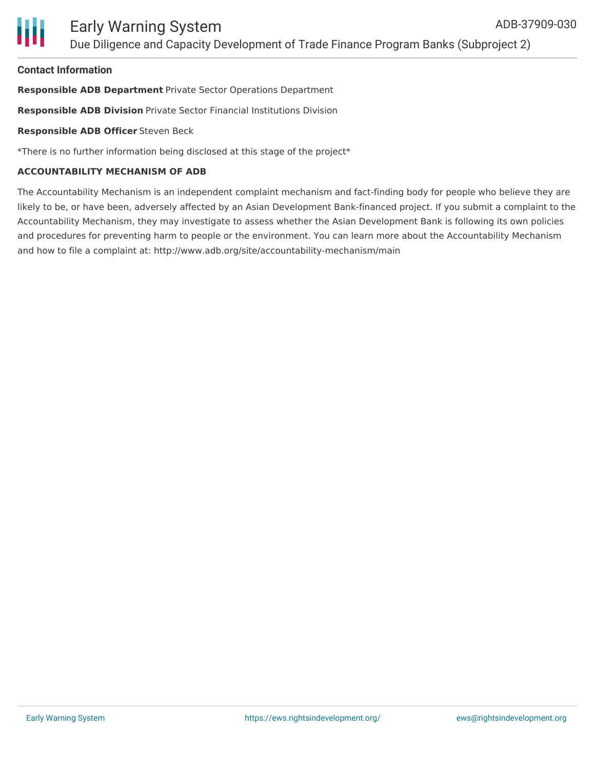## Contact Information

**Responsible ADB Department** Private Sector Operations Department

**Responsible ADB Division** Private Sector Financial Institutions Division

**Responsible ADB Officer** Steven Beck

*There is no further information being disclosed at this stage of the project*

**ACCOUNTABILITY MECHANISM OF ADB**

The Accountability Mechanism is an independent complaint mechanism and fact-finding body for people who believe they are likely to be, or have been, adversely affected by an Asian Development Bank-financed project. If you submit a complaint to the Accountability Mechanism, they may investigate to assess whether the Asian Development Bank is following its own policies and procedures for preventing harm to people or the environment. You can learn more about the Accountability Mechanism and how to file a complaint at: http://www.adb.org/site/accountability-mechanism/main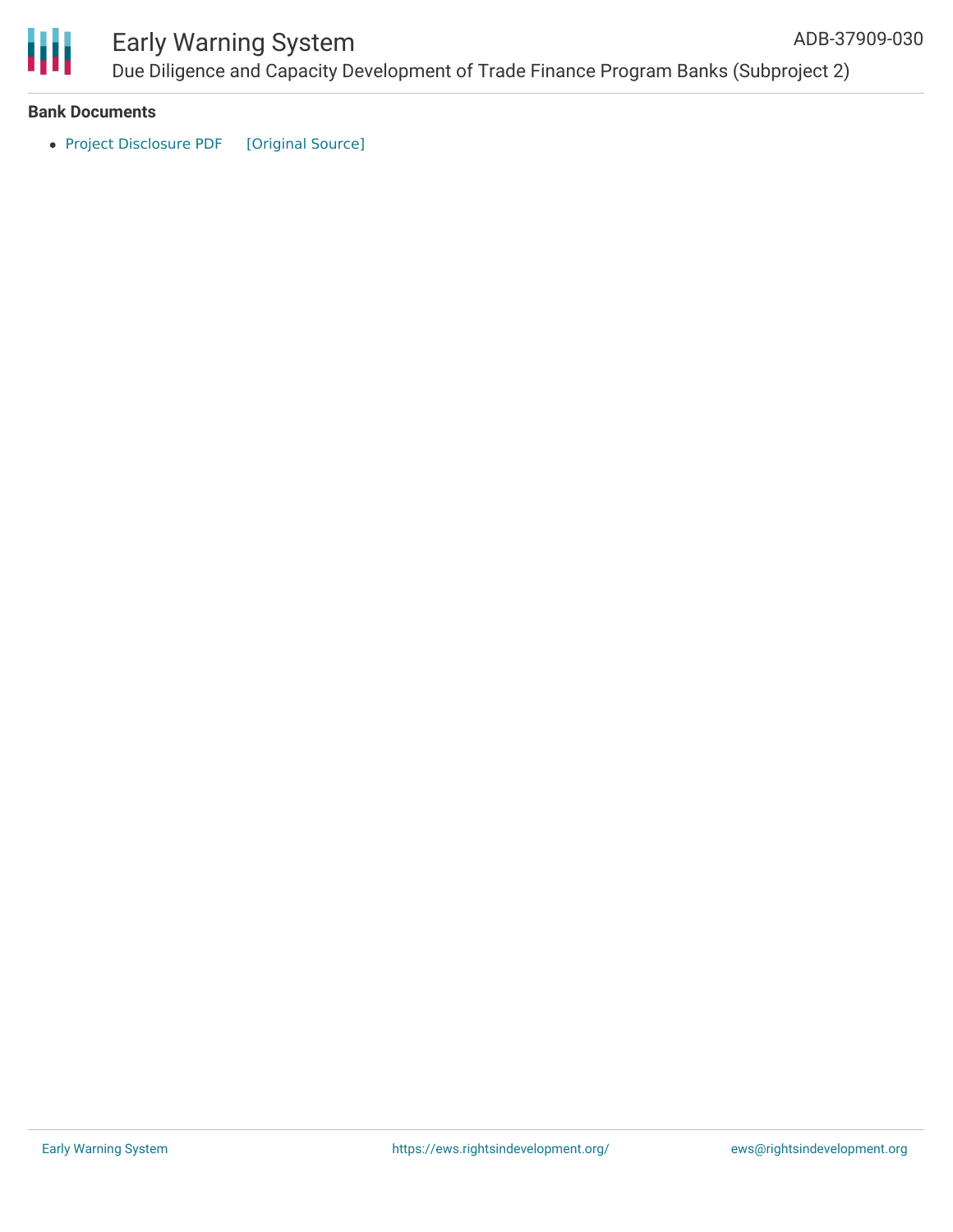## Bank Documents

- Project Disclosure PDF [Original Source]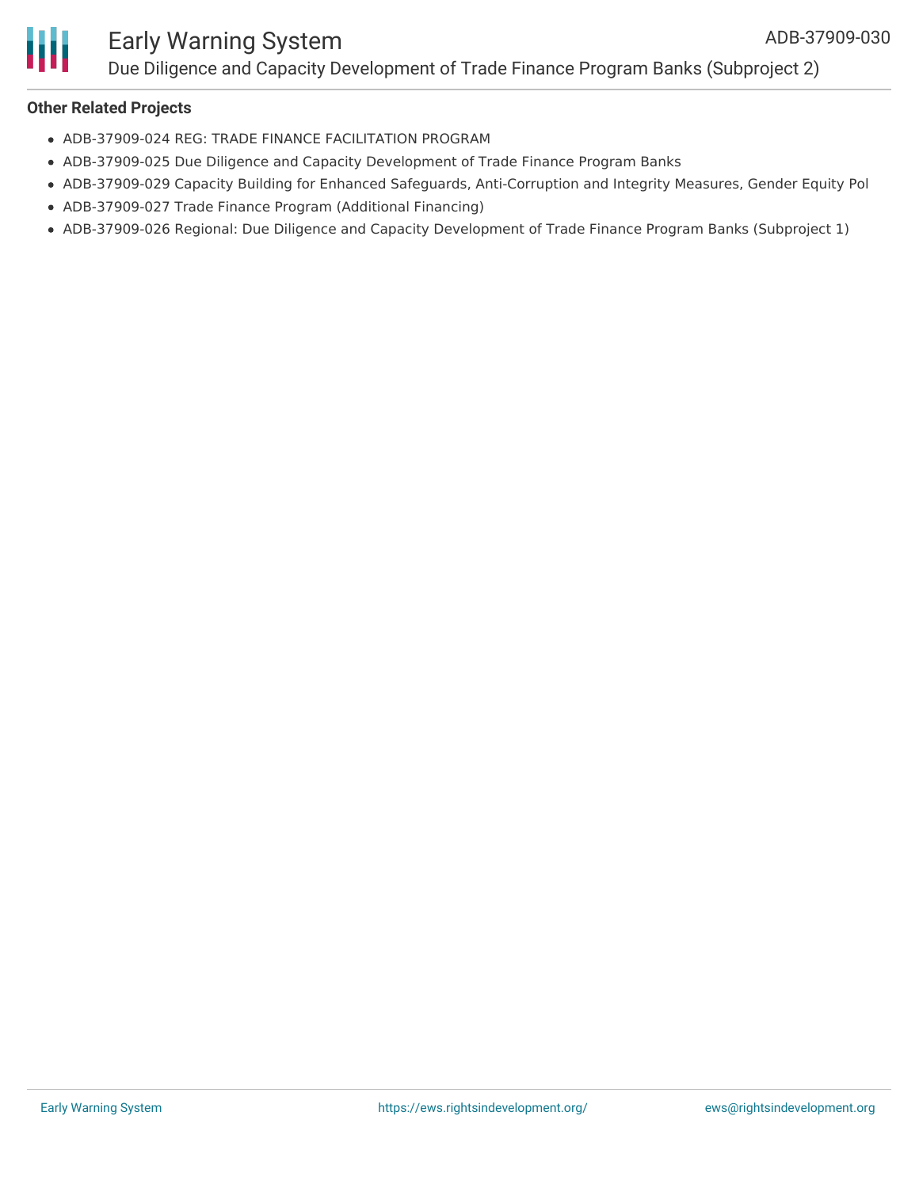**Other Related Projects**

- ADB-37909-024 REG: TRADE FINANCE FACILITATION PROGRAM
- ADB-37909-025 Due Diligence and Capacity Development of Trade Finance Program Banks
- ADB-37909-029 Capacity Building for Enhanced Safeguards, Anti-Corruption and Integrity Measures, Gender Equity Pol
- ADB-37909-027 Trade Finance Program (Additional Financing)
- ADB-37909-026 Regional: Due Diligence and Capacity Development of Trade Finance Program Banks (Subproject 1)